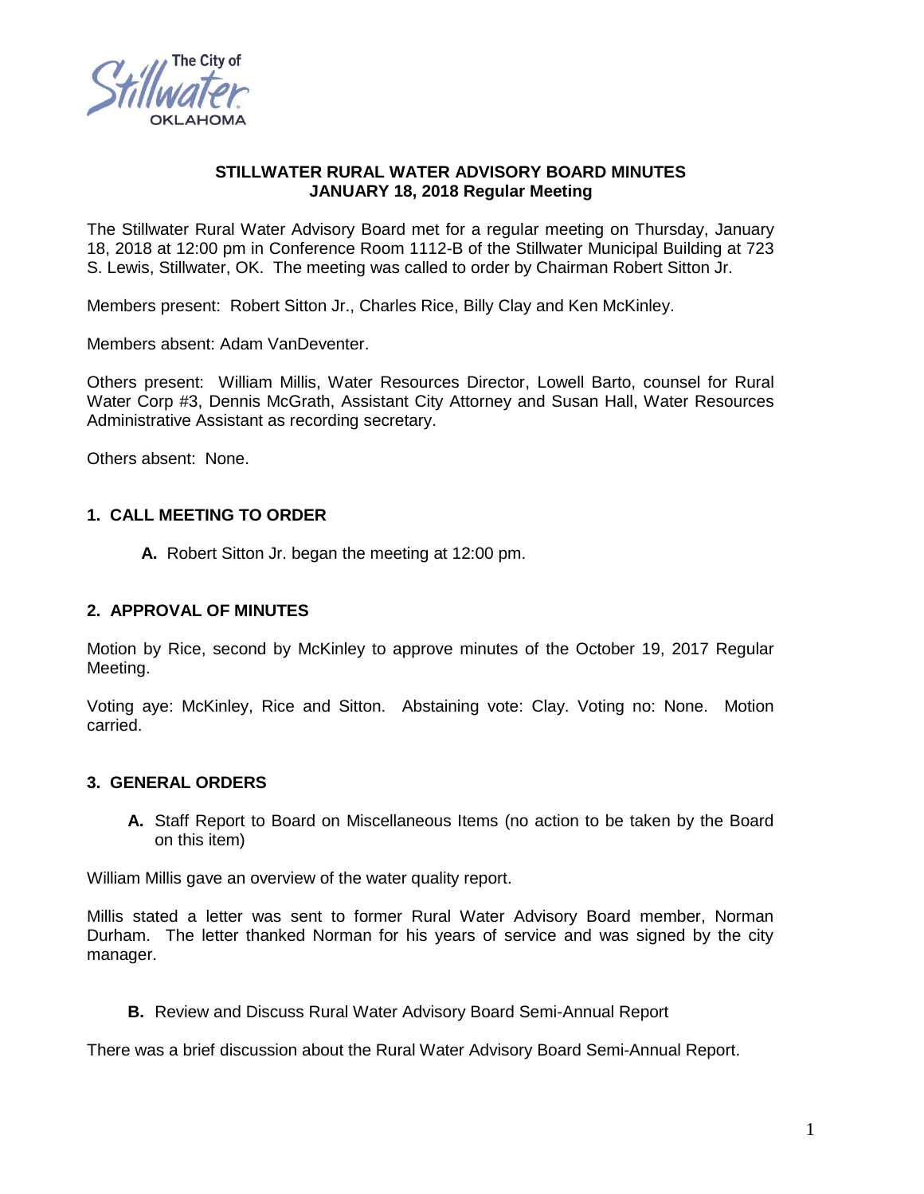# STILLWATER RURAL WATER ADVISORY BOARD MINUTES
## JANUARY 18, 2018 Regular Meeting

The Stillwater Rural Water Advisory Board met for a regular meeting on Thursday, January 18, 2018 at 12:00 pm in Conference Room 1112-B of the Stillwater Municipal Building at 723 S. Lewis, Stillwater, OK. The meeting was called to order by Chairman Robert Sitton Jr.

Members present: Robert Sitton Jr., Charles Rice, Billy Clay and Ken McKinley.

Members absent: Adam VanDeventer.

Others present: William Millis, Water Resources Director, Lowell Barto, counsel for Rural Water Corp #3, Dennis McGrath, Assistant City Attorney and Susan Hall, Water Resources Administrative Assistant as recording secretary.

Others absent: None.

### 1. CALL MEETING TO ORDER

**A.** Robert Sitton Jr. began the meeting at 12:00 pm.

### 2. APPROVAL OF MINUTES

Motion by Rice, second by McKinley to approve minutes of the October 19, 2017 Regular Meeting.

Voting aye: McKinley, Rice and Sitton. Abstaining vote: Clay. Voting no: None. Motion carried.

### 3. GENERAL ORDERS

**A.** Staff Report to Board on Miscellaneous Items (no action to be taken by the Board on this item)

William Millis gave an overview of the water quality report.

Millis stated a letter was sent to former Rural Water Advisory Board member, Norman Durham. The letter thanked Norman for his years of service and was signed by the city manager.

**B.** Review and Discuss Rural Water Advisory Board Semi-Annual Report

There was a brief discussion about the Rural Water Advisory Board Semi-Annual Report.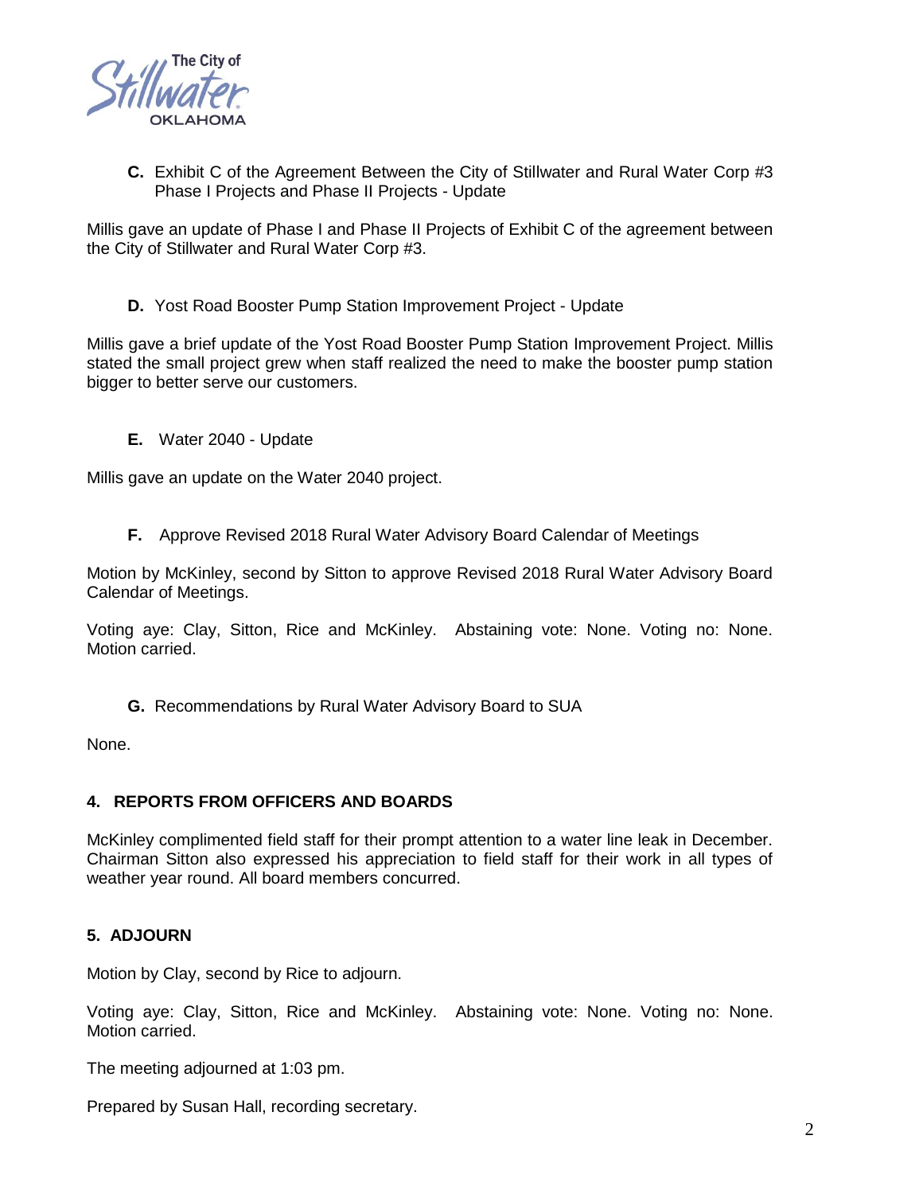**C.** Exhibit C of the Agreement Between the City of Stillwater and Rural Water Corp #3 Phase I Projects and Phase II Projects - Update

Millis gave an update of Phase I and Phase II Projects of Exhibit C of the agreement between the City of Stillwater and Rural Water Corp #3.

**D.** Yost Road Booster Pump Station Improvement Project - Update

Millis gave a brief update of the Yost Road Booster Pump Station Improvement Project. Millis stated the small project grew when staff realized the need to make the booster pump station bigger to better serve our customers.

**E.** Water 2040 - Update

Millis gave an update on the Water 2040 project.

**F.** Approve Revised 2018 Rural Water Advisory Board Calendar of Meetings

Motion by McKinley, second by Sitton to approve Revised 2018 Rural Water Advisory Board Calendar of Meetings.

Voting aye: Clay, Sitton, Rice and McKinley. Abstaining vote: None. Voting no: None. Motion carried.

**G.** Recommendations by Rural Water Advisory Board to SUA

None.

## 4. REPORTS FROM OFFICERS AND BOARDS

McKinley complimented field staff for their prompt attention to a water line leak in December. Chairman Sitton also expressed his appreciation to field staff for their work in all types of weather year round. All board members concurred.

## 5. ADJOURN

Motion by Clay, second by Rice to adjourn.

Voting aye: Clay, Sitton, Rice and McKinley. Abstaining vote: None. Voting no: None. Motion carried.

The meeting adjourned at 1:03 pm.

Prepared by Susan Hall, recording secretary.